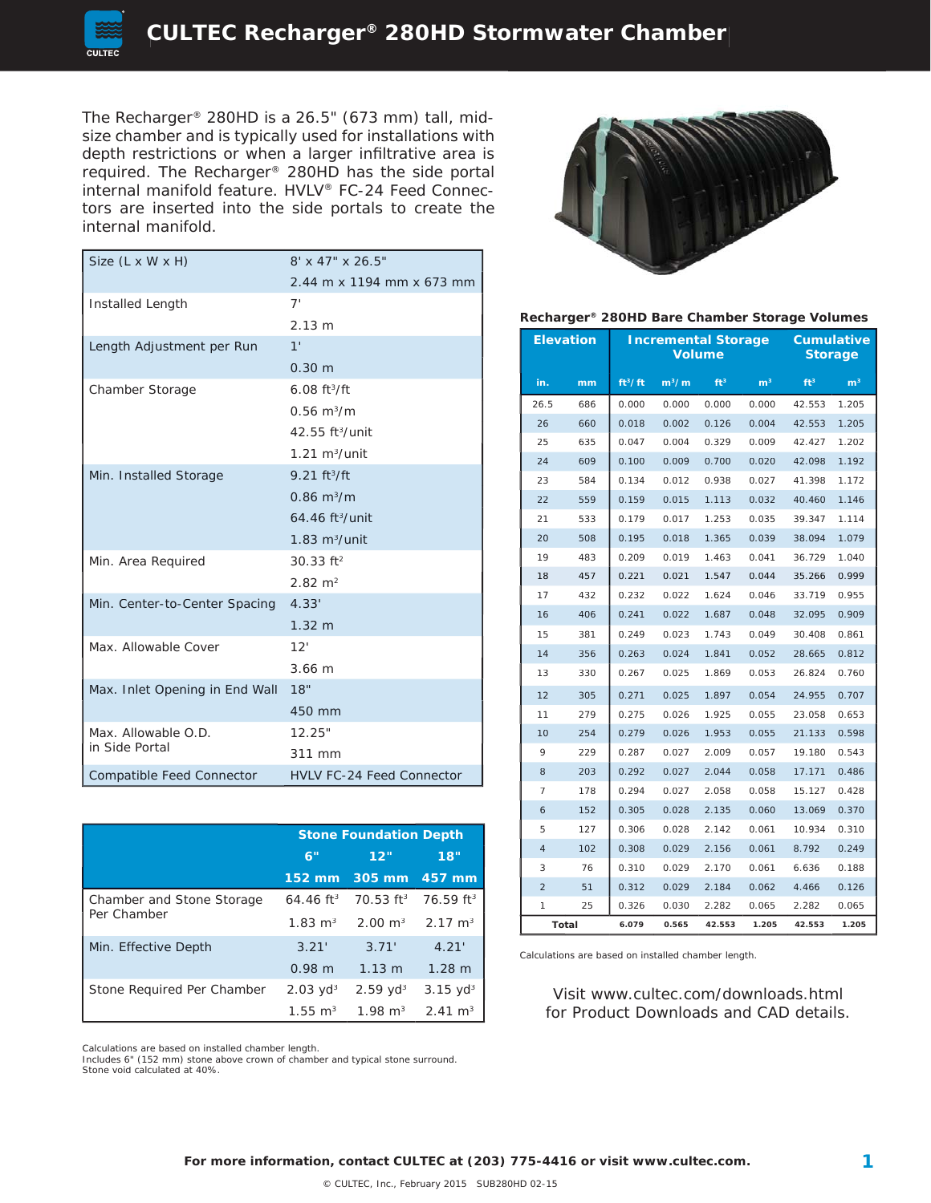# CULTEC Recharger® 280HD Stormwater Chamber

The Recharger® 280HD is a 26.5" (673 mm) tall, mid-size chamber and is typically used for installations with depth restrictions or when a larger infiltrative area is required. The Recharger® 280HD has the side portal internal manifold feature. HVLV® FC-24 Feed Connectors are inserted into the side portals to create the internal manifold.

| | |
|---|---|
| Size (L x W x H) | 8' x 47" x 26.5"<br>2.44 m x 1194 mm x 673 mm |
| Installed Length | 7'<br>2.13 m |
| Length Adjustment per Run | 1'<br>0.30 m |
| Chamber Storage | 6.08 $ft^3/ft$<br>0.56 $m^3/m$<br>42.55 $ft^3$/unit<br>1.21 $m^3$/unit |
| Min. Installed Storage | 9.21 $ft^3/ft$<br>0.86 $m^3/m$<br>64.46 $ft^3$/unit<br>1.83 $m^3$/unit |
| Min. Area Required | 30.33 $ft^2$<br>2.82 $m^2$ |
| Min. Center-to-Center Spacing | 4.33'<br>1.32 m |
| Max. Allowable Cover | 12'<br>3.66 m |
| Max. Inlet Opening in End Wall | 18"<br>450 mm |
| Max. Allowable O.D. in Side Portal | 12.25"<br>311 mm |
| Compatible Feed Connector | HVLV FC-24 Feed Connector |

| | Stone Foundation Depth | | |
|---|---|---|---|
| | 6" | 12" | 18" |
| | 152 mm | 305 mm | 457 mm |
| Chamber and Stone Storage Per Chamber | 64.46 $ft^3$<br>1.83 $m^3$ | 70.53 $ft^3$<br>2.00 $m^3$ | 76.59 $ft^3$<br>2.17 $m^3$ |
| Min. Effective Depth | 3.21'<br>0.98 m | 3.71'<br>1.13 m | 4.21'<br>1.28 m |
| Stone Required Per Chamber | 2.03 $yd^3$<br>1.55 $m^3$ | 2.59 $yd^3$<br>1.98 $m^3$ | 3.15 $yd^3$<br>2.41 $m^3$ |

Calculations are based on installed chamber length.
Includes 6" (152 mm) stone above crown of chamber and typical stone surround.
Stone void calculated at 40%.

**Recharger® 280HD Bare Chamber Storage Volumes**

| Elevation | | Incremental Storage Volume | | | | Cumulative Storage | |
|---|---|---|---|---|---|---|---|
| in. | mm | $ft^3/ft$ | $m^3/m$ | $ft^3$ | $m^3$ | $ft^3$ | $m^3$ |
| 26.5 | 686 | 0.000 | 0.000 | 0.000 | 0.000 | 42.553 | 1.205 |
| 26 | 660 | 0.018 | 0.002 | 0.126 | 0.004 | 42.553 | 1.205 |
| 25 | 635 | 0.047 | 0.004 | 0.329 | 0.009 | 42.427 | 1.202 |
| 24 | 609 | 0.100 | 0.009 | 0.700 | 0.020 | 42.098 | 1.192 |
| 23 | 584 | 0.134 | 0.012 | 0.938 | 0.027 | 41.398 | 1.172 |
| 22 | 559 | 0.159 | 0.015 | 1.113 | 0.032 | 40.460 | 1.146 |
| 21 | 533 | 0.179 | 0.017 | 1.253 | 0.035 | 39.347 | 1.114 |
| 20 | 508 | 0.195 | 0.018 | 1.365 | 0.039 | 38.094 | 1.079 |
| 19 | 483 | 0.209 | 0.019 | 1.463 | 0.041 | 36.729 | 1.040 |
| 18 | 457 | 0.221 | 0.021 | 1.547 | 0.044 | 35.266 | 0.999 |
| 17 | 432 | 0.232 | 0.022 | 1.624 | 0.046 | 33.719 | 0.955 |
| 16 | 406 | 0.241 | 0.022 | 1.687 | 0.048 | 32.095 | 0.909 |
| 15 | 381 | 0.249 | 0.023 | 1.743 | 0.049 | 30.408 | 0.861 |
| 14 | 356 | 0.263 | 0.024 | 1.841 | 0.052 | 28.665 | 0.812 |
| 13 | 330 | 0.267 | 0.025 | 1.869 | 0.053 | 26.824 | 0.760 |
| 12 | 305 | 0.271 | 0.025 | 1.897 | 0.054 | 24.955 | 0.707 |
| 11 | 279 | 0.275 | 0.026 | 1.925 | 0.055 | 23.058 | 0.653 |
| 10 | 254 | 0.279 | 0.026 | 1.953 | 0.055 | 21.133 | 0.598 |
| 9 | 229 | 0.287 | 0.027 | 2.009 | 0.057 | 19.180 | 0.543 |
| 8 | 203 | 0.292 | 0.027 | 2.044 | 0.058 | 17.171 | 0.486 |
| 7 | 178 | 0.294 | 0.027 | 2.058 | 0.058 | 15.127 | 0.428 |
| 6 | 152 | 0.305 | 0.028 | 2.135 | 0.060 | 13.069 | 0.370 |
| 5 | 127 | 0.306 | 0.028 | 2.142 | 0.061 | 10.934 | 0.310 |
| 4 | 102 | 0.308 | 0.029 | 2.156 | 0.061 | 8.792 | 0.249 |
| 3 | 76 | 0.310 | 0.029 | 2.170 | 0.061 | 6.636 | 0.188 |
| 2 | 51 | 0.312 | 0.029 | 2.184 | 0.062 | 4.466 | 0.126 |
| 1 | 25 | 0.326 | 0.030 | 2.282 | 0.065 | 2.282 | 0.065 |
| **Total** | | **6.079** | **0.565** | **42.553** | **1.205** | **42.553** | **1.205** |

Calculations are based on installed chamber length.

Visit www.cultec.com/downloads.html for Product Downloads and CAD details.

**For more information, contact CULTEC at (203) 775-4416 or visit www.cultec.com.**

© CULTEC, Inc., February 2015 SUB280HD 02-15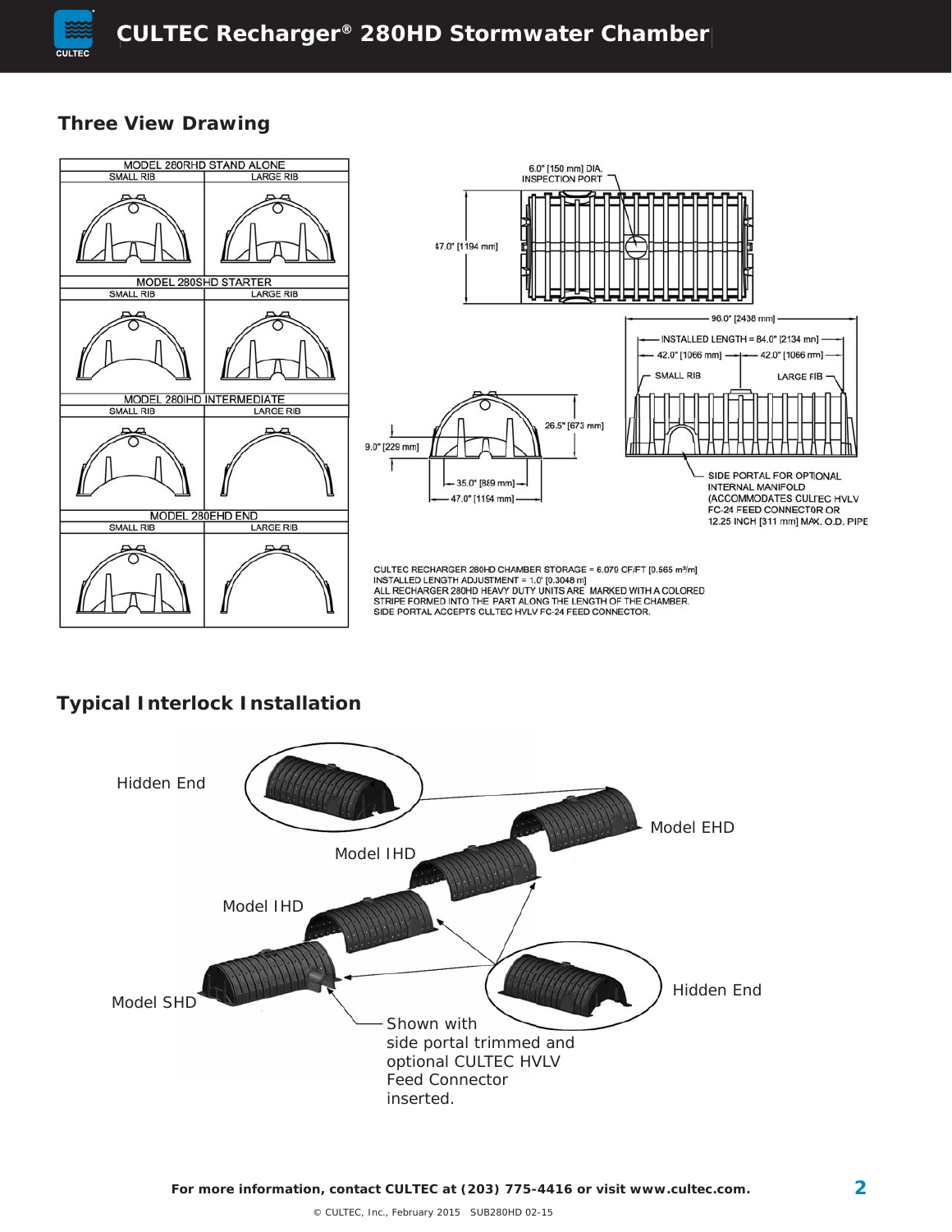## Three View Drawing

| MODEL 280RHD STAND ALONE | |
|---|---|
| SMALL RIB | LARGE RIB |

| MODEL 280SHD STARTER | |
|---|---|
| SMALL RIB | LARGE RIB |

| MODEL 280IHD INTERMEDIATE | |
|---|---|
| SMALL RIB | LARGE RIB |

| MODEL 280EHD END | |
|---|---|
| SMALL RIB | LARGE RIB |

6.0" [150 mm] DIA. INSPECTION PORT

47.0" [1194 mm]

96.0" [2438 mm]

INSTALLED LENGTH = 84.0" [2134 mm]

42.0" [1066 mm] 42.0" [1066 mm]

SMALL RIB LARGE RIB

9.0" [229 mm]

26.5" [673 mm]

35.0" [889 mm]

47.0" [1194 mm]

SIDE PORTAL FOR OPTIONAL INTERNAL MANIFOLD (ACCOMMODATES CULTEC HVLV FC-24 FEED CONNECTOR OR 12.25 INCH [311 mm] MAX. O.D. PIPE

CULTEC RECHARGER 280HD CHAMBER STORAGE = 6.079 CF/FT [0.565 m³/m]
INSTALLED LENGTH ADJUSTMENT = 1.0' [0.3048 m]
ALL RECHARGER 280HD HEAVY DUTY UNITS ARE MARKED WITH A COLORED STRIPE FORMED INTO THE PART ALONG THE LENGTH OF THE CHAMBER.
SIDE PORTAL ACCEPTS CULTEC HVLV FC-24 FEED CONNECTOR.

## Typical Interlock Installation

Hidden End

Model EHD

Model IHD

Model IHD

Model SHD

Hidden End

Shown with side portal trimmed and optional CULTEC HVLV Feed Connector inserted.

For more information, contact CULTEC at (203) 775-4416 or visit www.cultec.com.

© CULTEC, Inc., February 2015 SUB280HD 02-15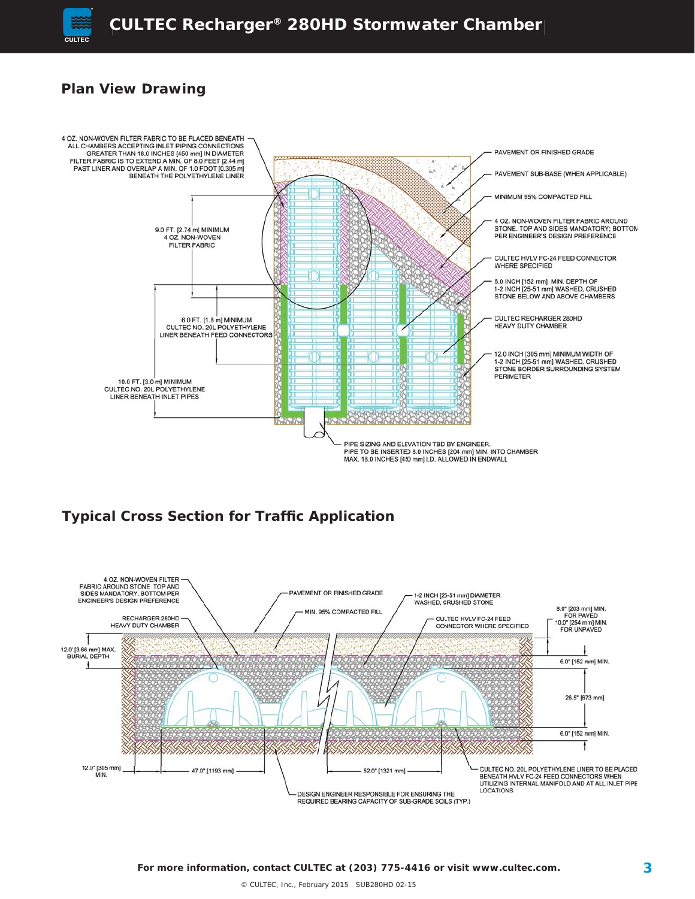# CULTEC Recharger® 280HD Stormwater Chamber

## Plan View Drawing

4 OZ. NON-WOVEN FILTER FABRIC TO BE PLACED BENEATH ALL CHAMBERS ACCEPTING INLET PIPING CONNECTIONS GREATER THAN 18.0 INCHES [450 mm] IN DIAMETER FILTER FABRIC IS TO EXTEND A MIN. OF 8.0 FEET [2.44 m] PAST LINER AND OVERLAP A MIN. OF 1.0 FOOT [0.305 m] BENEATH THE POLYETHYLENE LINER

9.0 FT. [2.74 m] MINIMUM 4 OZ. NON-WOVEN FILTER FABRIC

6.0 FT. [1.8 m] MINIMUM CULTEC NO. 20L POLYETHYLENE LINER BENEATH FEED CONNECTORS

10.0 FT. [3.0 m] MINIMUM CULTEC NO. 20L POLYETHYLENE LINER BENEATH INLET PIPES

PAVEMENT OR FINISHED GRADE

PAVEMENT SUB-BASE (WHEN APPLICABLE)

MINIMUM 95% COMPACTED FILL

4 OZ. NON-WOVEN FILTER FABRIC AROUND STONE. TOP AND SIDES MANDATORY; BOTTOM PER ENGINEER'S DESIGN PREFERENCE

CULTEC HVLV FC-24 FEED CONNECTOR WHERE SPECIFIED

6.0 INCH [152 mm] MIN. DEPTH OF 1-2 INCH [25-51 mm] WASHED, CRUSHED STONE BELOW AND ABOVE CHAMBERS

CULTEC RECHARGER 280HD HEAVY DUTY CHAMBER

12.0 INCH [305 mm] MINIMUM WIDTH OF 1-2 INCH [25-51 mm] WASHED, CRUSHED STONE BORDER SURROUNDING SYSTEM PERIMETER

PIPE SIZING AND ELEVATION TBD BY ENGINEER. PIPE TO BE INSERTED 8.0 INCHES [204 mm] MIN. INTO CHAMBER MAX. 18.0 INCHES [450 mm] I.D. ALLOWED IN ENDWALL

## Typical Cross Section for Traffic Application

4 OZ. NON-WOVEN FILTER FABRIC AROUND STONE. TOP AND SIDES MANDATORY. BOTTOM PER ENGINEER'S DESIGN PREFERENCE

RECHARGER 280HD HEAVY DUTY CHAMBER

12.0' [3.66 mm] MAX. BURIAL DEPTH

PAVEMENT OR FINISHED GRADE

MIN. 95% COMPACTED FILL

1-2 INCH [25-51 mm] DIAMETER WASHED, CRUSHED STONE

CULTEC HVLV FC-24 FEED CONNECTOR WHERE SPECIFIED

8.0" [203 mm] MIN. FOR PAVED 10.0" [254 mm] MIN. FOR UNPAVED

6.0" [152 mm] MIN.

26.5" [673 mm]

6.0" [152 mm] MIN.

12.0" [305 mm] MIN.

47.0" [1193 mm]

52.0" [1321 mm]

CULTEC NO. 20L POLYETHYLENE LINER TO BE PLACED BENEATH HVLV FC-24 FEED CONNECTORS WHEN UTILIZING INTERNAL MANIFOLD AND AT ALL INLET PIPE LOCATIONS

DESIGN ENGINEER RESPONSIBLE FOR ENSURING THE REQUIRED BEARING CAPACITY OF SUB-GRADE SOILS (TYP.)

**For more information, contact CULTEC at (203) 775-4416 or visit www.cultec.com.**

© CULTEC, Inc., February 2015 SUB280HD 02-15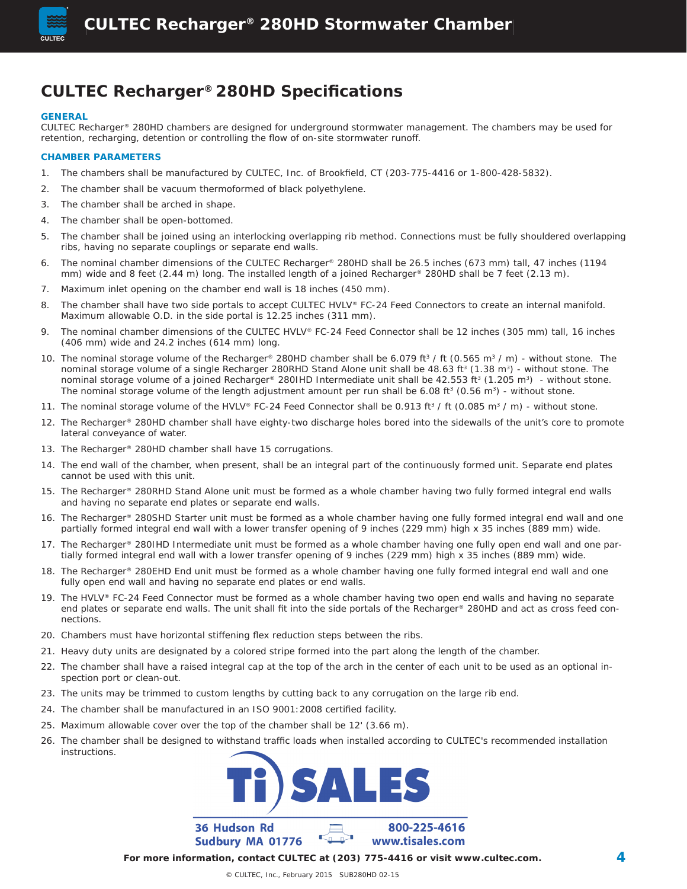# CULTEC Recharger® 280HD Specifications

### GENERAL

CULTEC Recharger® 280HD chambers are designed for underground stormwater management. The chambers may be used for retention, recharging, detention or controlling the flow of on-site stormwater runoff.

### CHAMBER PARAMETERS

1. The chambers shall be manufactured by CULTEC, Inc. of Brookfield, CT (203-775-4416 or 1-800-428-5832).
2. The chamber shall be vacuum thermoformed of black polyethylene.
3. The chamber shall be arched in shape.
4. The chamber shall be open-bottomed.
5. The chamber shall be joined using an interlocking overlapping rib method. Connections must be fully shouldered overlapping ribs, having no separate couplings or separate end walls.
6. The nominal chamber dimensions of the CULTEC Recharger® 280HD shall be 26.5 inches (673 mm) tall, 47 inches (1194 mm) wide and 8 feet (2.44 m) long. The installed length of a joined Recharger® 280HD shall be 7 feet (2.13 m).
7. Maximum inlet opening on the chamber end wall is 18 inches (450 mm).
8. The chamber shall have two side portals to accept CULTEC HVLV® FC-24 Feed Connectors to create an internal manifold. Maximum allowable O.D. in the side portal is 12.25 inches (311 mm).
9. The nominal chamber dimensions of the CULTEC HVLV® FC-24 Feed Connector shall be 12 inches (305 mm) tall, 16 inches (406 mm) wide and 24.2 inches (614 mm) long.
10. The nominal storage volume of the Recharger® 280HD chamber shall be 6.079 $ft^3$ / ft (0.565 $m^3$ / m) - without stone. The nominal storage volume of a single Recharger 280RHD Stand Alone unit shall be 48.63 $ft^3$ (1.38 $m^3$) - without stone. The nominal storage volume of a joined Recharger® 280IHD Intermediate unit shall be 42.553 $ft^3$ (1.205 $m^3$) - without stone. The nominal storage volume of the length adjustment amount per run shall be 6.08 $ft^3$ (0.56 $m^3$) - without stone.
11. The nominal storage volume of the HVLV® FC-24 Feed Connector shall be 0.913 $ft^3$ / ft (0.085 $m^3$ / m) - without stone.
12. The Recharger® 280HD chamber shall have eighty-two discharge holes bored into the sidewalls of the unit's core to promote lateral conveyance of water.
13. The Recharger® 280HD chamber shall have 15 corrugations.
14. The end wall of the chamber, when present, shall be an integral part of the continuously formed unit. Separate end plates cannot be used with this unit.
15. The Recharger® 280RHD Stand Alone unit must be formed as a whole chamber having two fully formed integral end walls and having no separate end plates or separate end walls.
16. The Recharger® 280SHD Starter unit must be formed as a whole chamber having one fully formed integral end wall and one partially formed integral end wall with a lower transfer opening of 9 inches (229 mm) high x 35 inches (889 mm) wide.
17. The Recharger® 280IHD Intermediate unit must be formed as a whole chamber having one fully open end wall and one partially formed integral end wall with a lower transfer opening of 9 inches (229 mm) high x 35 inches (889 mm) wide.
18. The Recharger® 280EHD End unit must be formed as a whole chamber having one fully formed integral end wall and one fully open end wall and having no separate end plates or end walls.
19. The HVLV® FC-24 Feed Connector must be formed as a whole chamber having two open end walls and having no separate end plates or separate end walls. The unit shall fit into the side portals of the Recharger® 280HD and act as cross feed connections.
20. Chambers must have horizontal stiffening flex reduction steps between the ribs.
21. Heavy duty units are designated by a colored stripe formed into the part along the length of the chamber.
22. The chamber shall have a raised integral cap at the top of the arch in the center of each unit to be used as an optional inspection port or clean-out.
23. The units may be trimmed to custom lengths by cutting back to any corrugation on the large rib end.
24. The chamber shall be manufactured in an ISO 9001:2008 certified facility.
25. Maximum allowable cover over the top of the chamber shall be 12' (3.66 m).
26. The chamber shall be designed to withstand traffic loads when installed according to CULTEC's recommended installation instructions.

Ti SALES
36 Hudson Rd
Sudbury MA 01776
800-225-4616
www.tisales.com

**For more information, contact CULTEC at (203) 775-4416 or visit www.cultec.com.**

© CULTEC, Inc., February 2015 SUB280HD 02-15